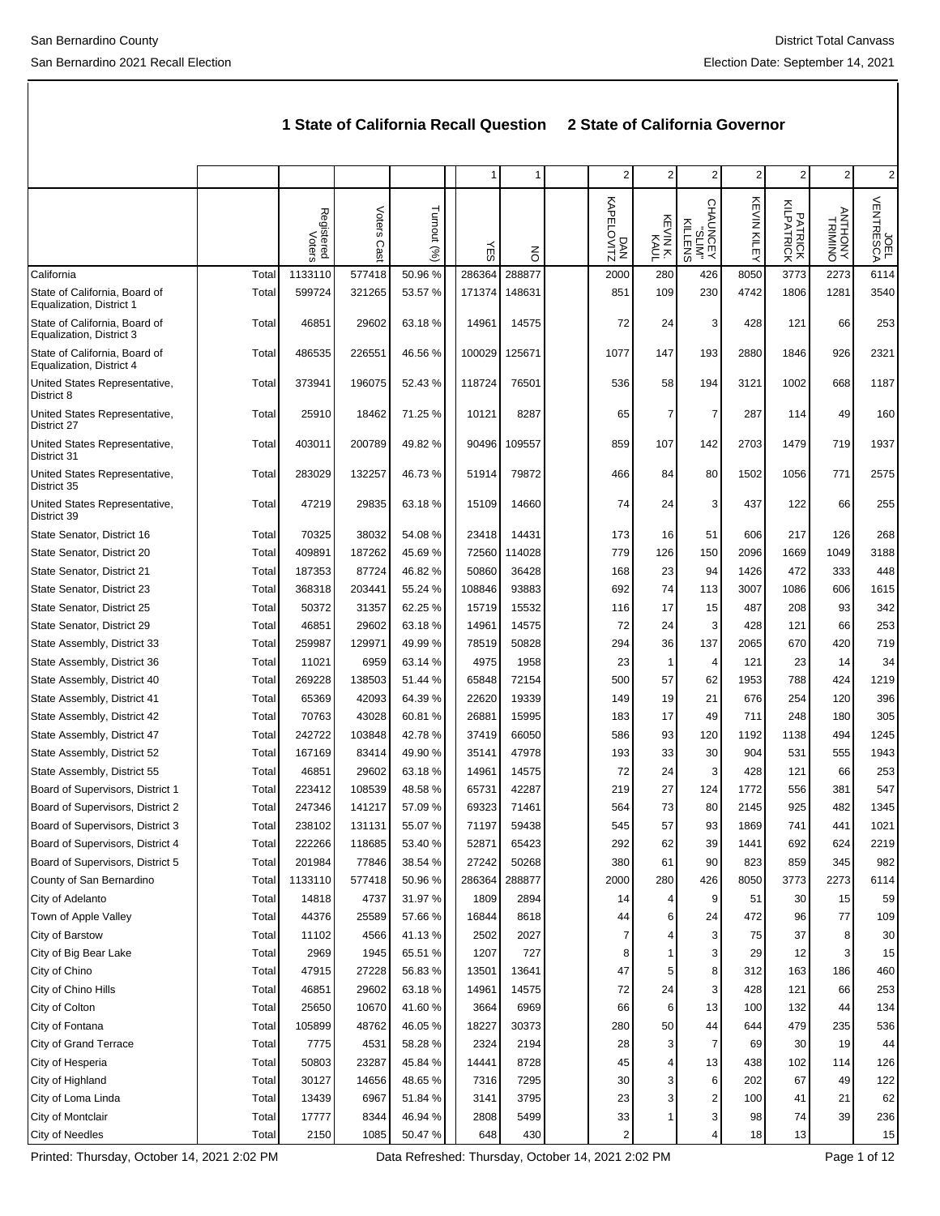# 1 State of California Recall Question    2 State of California Governor

| | | Registered Voters | Voters Cast | Turnout (%) | YES | NO | DAN KAPELOVITZ | KEVIN K. KAUL | CHAUNCEY "SLIM" KILLENS | KEVIN KILEY | PATRICK KILPATRICK | ANTHONY TRIMINO | JOEL VENTRESCA |
|---|---|---|---|---|---|---|---|---|---|---|---|---|---|
| | | | | | 1 | 1 | 2 | 2 | 2 | 2 | 2 | 2 | 2 |
| California | Total | 1133110 | 577418 | 50.96 % | 286364 | 288877 | 2000 | 280 | 426 | 8050 | 3773 | 2273 | 6114 |
| State of California, Board of Equalization, District 1 | Total | 599724 | 321265 | 53.57 % | 171374 | 148631 | 851 | 109 | 230 | 4742 | 1806 | 1281 | 3540 |
| State of California, Board of Equalization, District 3 | Total | 46851 | 29602 | 63.18 % | 14961 | 14575 | 72 | 24 | 3 | 428 | 121 | 66 | 253 |
| State of California, Board of Equalization, District 4 | Total | 486535 | 226551 | 46.56 % | 100029 | 125671 | 1077 | 147 | 193 | 2880 | 1846 | 926 | 2321 |
| United States Representative, District 8 | Total | 373941 | 196075 | 52.43 % | 118724 | 76501 | 536 | 58 | 194 | 3121 | 1002 | 668 | 1187 |
| United States Representative, District 27 | Total | 25910 | 18462 | 71.25 % | 10121 | 8287 | 65 | 7 | 7 | 287 | 114 | 49 | 160 |
| United States Representative, District 31 | Total | 403011 | 200789 | 49.82 % | 90496 | 109557 | 859 | 107 | 142 | 2703 | 1479 | 719 | 1937 |
| United States Representative, District 35 | Total | 283029 | 132257 | 46.73 % | 51914 | 79872 | 466 | 84 | 80 | 1502 | 1056 | 771 | 2575 |
| United States Representative, District 39 | Total | 47219 | 29835 | 63.18 % | 15109 | 14660 | 74 | 24 | 3 | 437 | 122 | 66 | 255 |
| State Senator, District 16 | Total | 70325 | 38032 | 54.08 % | 23418 | 14431 | 173 | 16 | 51 | 606 | 217 | 126 | 268 |
| State Senator, District 20 | Total | 409891 | 187262 | 45.69 % | 72560 | 114028 | 779 | 126 | 150 | 2096 | 1669 | 1049 | 3188 |
| State Senator, District 21 | Total | 187353 | 87724 | 46.82 % | 50860 | 36428 | 168 | 23 | 94 | 1426 | 472 | 333 | 448 |
| State Senator, District 23 | Total | 368318 | 203441 | 55.24 % | 108846 | 93883 | 692 | 74 | 113 | 3007 | 1086 | 606 | 1615 |
| State Senator, District 25 | Total | 50372 | 31357 | 62.25 % | 15719 | 15532 | 116 | 17 | 15 | 487 | 208 | 93 | 342 |
| State Senator, District 29 | Total | 46851 | 29602 | 63.18 % | 14961 | 14575 | 72 | 24 | 3 | 428 | 121 | 66 | 253 |
| State Assembly, District 33 | Total | 259987 | 129971 | 49.99 % | 78519 | 50828 | 294 | 36 | 137 | 2065 | 670 | 420 | 719 |
| State Assembly, District 36 | Total | 11021 | 6959 | 63.14 % | 4975 | 1958 | 23 | 1 | 4 | 121 | 23 | 14 | 34 |
| State Assembly, District 40 | Total | 269228 | 138503 | 51.44 % | 65848 | 72154 | 500 | 57 | 62 | 1953 | 788 | 424 | 1219 |
| State Assembly, District 41 | Total | 65369 | 42093 | 64.39 % | 22620 | 19339 | 149 | 19 | 21 | 676 | 254 | 120 | 396 |
| State Assembly, District 42 | Total | 70763 | 43028 | 60.81 % | 26881 | 15995 | 183 | 17 | 49 | 711 | 248 | 180 | 305 |
| State Assembly, District 47 | Total | 242722 | 103848 | 42.78 % | 37419 | 66050 | 586 | 93 | 120 | 1192 | 1138 | 494 | 1245 |
| State Assembly, District 52 | Total | 167169 | 83414 | 49.90 % | 35141 | 47978 | 193 | 33 | 30 | 904 | 531 | 555 | 1943 |
| State Assembly, District 55 | Total | 46851 | 29602 | 63.18 % | 14961 | 14575 | 72 | 24 | 3 | 428 | 121 | 66 | 253 |
| Board of Supervisors, District 1 | Total | 223412 | 108539 | 48.58 % | 65731 | 42287 | 219 | 27 | 124 | 1772 | 556 | 381 | 547 |
| Board of Supervisors, District 2 | Total | 247346 | 141217 | 57.09 % | 69323 | 71461 | 564 | 73 | 80 | 2145 | 925 | 482 | 1345 |
| Board of Supervisors, District 3 | Total | 238102 | 131131 | 55.07 % | 71197 | 59438 | 545 | 57 | 93 | 1869 | 741 | 441 | 1021 |
| Board of Supervisors, District 4 | Total | 222266 | 118685 | 53.40 % | 52871 | 65423 | 292 | 62 | 39 | 1441 | 692 | 624 | 2219 |
| Board of Supervisors, District 5 | Total | 201984 | 77846 | 38.54 % | 27242 | 50268 | 380 | 61 | 90 | 823 | 859 | 345 | 982 |
| County of San Bernardino | Total | 1133110 | 577418 | 50.96 % | 286364 | 288877 | 2000 | 280 | 426 | 8050 | 3773 | 2273 | 6114 |
| City of Adelanto | Total | 14818 | 4737 | 31.97 % | 1809 | 2894 | 14 | 4 | 9 | 51 | 30 | 15 | 59 |
| Town of Apple Valley | Total | 44376 | 25589 | 57.66 % | 16844 | 8618 | 44 | 6 | 24 | 472 | 96 | 77 | 109 |
| City of Barstow | Total | 11102 | 4566 | 41.13 % | 2502 | 2027 | 7 | 4 | 3 | 75 | 37 | 8 | 30 |
| City of Big Bear Lake | Total | 2969 | 1945 | 65.51 % | 1207 | 727 | 8 | 1 | 3 | 29 | 12 | 3 | 15 |
| City of Chino | Total | 47915 | 27228 | 56.83 % | 13501 | 13641 | 47 | 5 | 8 | 312 | 163 | 186 | 460 |
| City of Chino Hills | Total | 46851 | 29602 | 63.18 % | 14961 | 14575 | 72 | 24 | 3 | 428 | 121 | 66 | 253 |
| City of Colton | Total | 25650 | 10670 | 41.60 % | 3664 | 6969 | 66 | 6 | 13 | 100 | 132 | 44 | 134 |
| City of Fontana | Total | 105899 | 48762 | 46.05 % | 18227 | 30373 | 280 | 50 | 44 | 644 | 479 | 235 | 536 |
| City of Grand Terrace | Total | 7775 | 4531 | 58.28 % | 2324 | 2194 | 28 | 3 | 7 | 69 | 30 | 19 | 44 |
| City of Hesperia | Total | 50803 | 23287 | 45.84 % | 14441 | 8728 | 45 | 4 | 13 | 438 | 102 | 114 | 126 |
| City of Highland | Total | 30127 | 14656 | 48.65 % | 7316 | 7295 | 30 | 3 | 6 | 202 | 67 | 49 | 122 |
| City of Loma Linda | Total | 13439 | 6967 | 51.84 % | 3141 | 3795 | 23 | 3 | 2 | 100 | 41 | 21 | 62 |
| City of Montclair | Total | 17777 | 8344 | 46.94 % | 2808 | 5499 | 33 | 1 | 3 | 98 | 74 | 39 | 236 |
| City of Needles | Total | 2150 | 1085 | 50.47 % | 648 | 430 | 2 | | 4 | 18 | 13 | | 15 |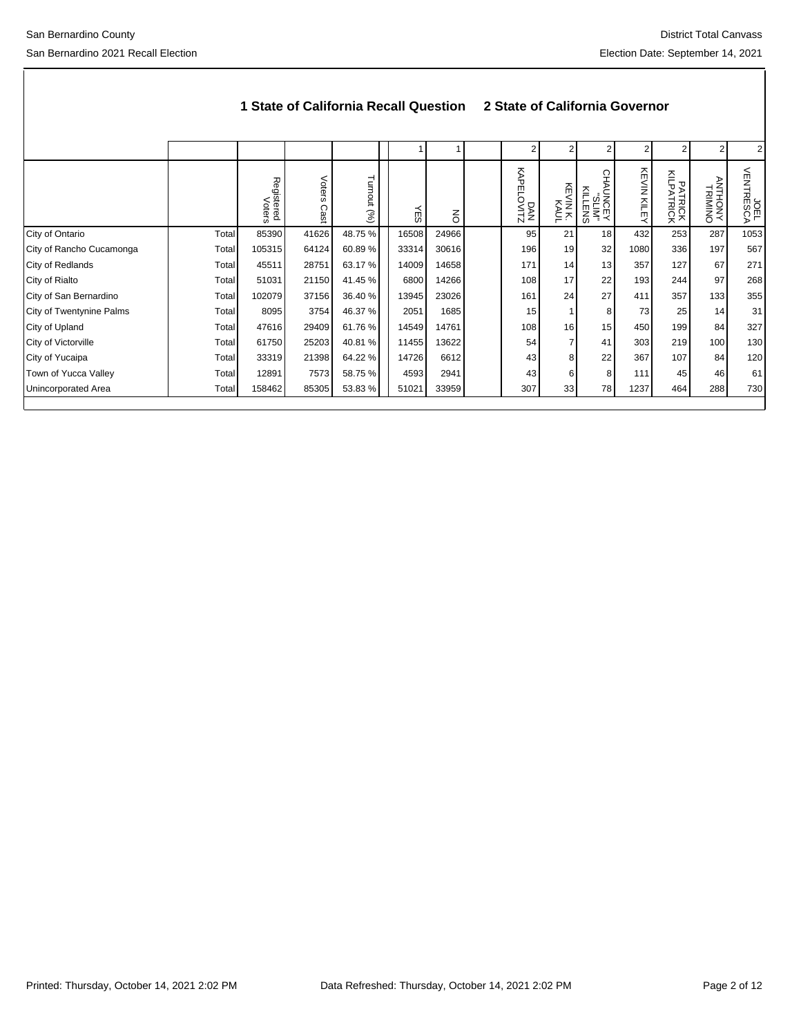San Bernardino County

San Bernardino 2021 Recall Election

District Total Canvass

Election Date: September 14, 2021

## 1 State of California Recall Question 2 State of California Governor

| | | | | | 1 | 1 | | 2 | 2 | 2 | 2 | 2 | 2 | 2 |
|---|---|---|---|---|---|---|---|---|---|---|---|---|---|---|
| | | Registered Voters | Voters Cast | Turnout (%) | YES | NO | | DAN KAPELOVITZ | KEVIN K. KAUL | CHAUNCEY "SLIM" KILLENS | KEVIN KILEY | PATRICK KILPATRICK | ANTHONY TRIMINO | JOEL VENTRESCA |
| City of Ontario | Total | 85390 | 41626 | 48.75 % | 16508 | 24966 | | 95 | 21 | 18 | 432 | 253 | 287 | 1053 |
| City of Rancho Cucamonga | Total | 105315 | 64124 | 60.89 % | 33314 | 30616 | | 196 | 19 | 32 | 1080 | 336 | 197 | 567 |
| City of Redlands | Total | 45511 | 28751 | 63.17 % | 14009 | 14658 | | 171 | 14 | 13 | 357 | 127 | 67 | 271 |
| City of Rialto | Total | 51031 | 21150 | 41.45 % | 6800 | 14266 | | 108 | 17 | 22 | 193 | 244 | 97 | 268 |
| City of San Bernardino | Total | 102079 | 37156 | 36.40 % | 13945 | 23026 | | 161 | 24 | 27 | 411 | 357 | 133 | 355 |
| City of Twentynine Palms | Total | 8095 | 3754 | 46.37 % | 2051 | 1685 | | 15 | 1 | 8 | 73 | 25 | 14 | 31 |
| City of Upland | Total | 47616 | 29409 | 61.76 % | 14549 | 14761 | | 108 | 16 | 15 | 450 | 199 | 84 | 327 |
| City of Victorville | Total | 61750 | 25203 | 40.81 % | 11455 | 13622 | | 54 | 7 | 41 | 303 | 219 | 100 | 130 |
| City of Yucaipa | Total | 33319 | 21398 | 64.22 % | 14726 | 6612 | | 43 | 8 | 22 | 367 | 107 | 84 | 120 |
| Town of Yucca Valley | Total | 12891 | 7573 | 58.75 % | 4593 | 2941 | | 43 | 6 | 8 | 111 | 45 | 46 | 61 |
| Unincorporated Area | Total | 158462 | 85305 | 53.83 % | 51021 | 33959 | | 307 | 33 | 78 | 1237 | 464 | 288 | 730 |

Printed: Thursday, October 14, 2021 2:02 PM Data Refreshed: Thursday, October 14, 2021 2:02 PM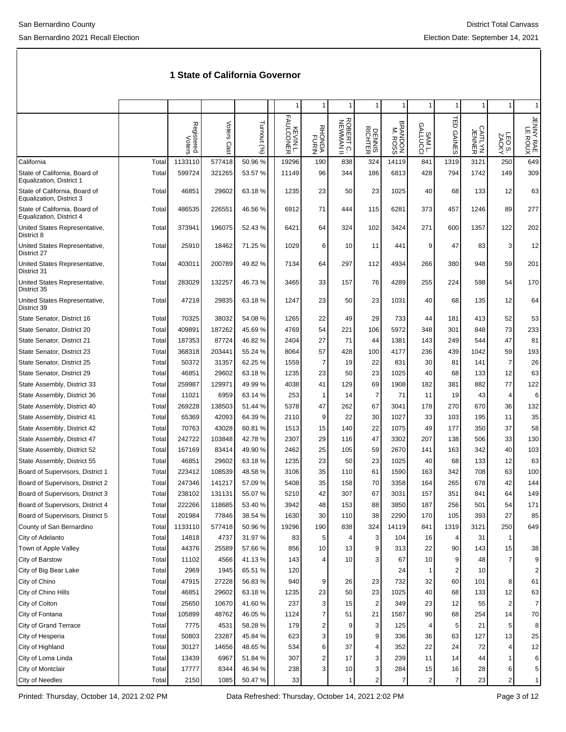## 1 State of California Governor

| | | Registered Voters | Voters Cast | Turnout (%) | KEVIN L. FAULCONER | RHONDA FURIN | ROBERT C. NEWMAN II | DENNIS RICHTER | BRANDON M. ROSS | SAM L. GALLUCCI | TED GAINES | CAITLYN JENNER | LEO S. ZACKY | JENNY RAE LE ROUX |
|---|---|---|---|---|---|---|---|---|---|---|---|---|---|---|
| | | | | | 1 | 1 | 1 | 1 | 1 | 1 | 1 | 1 | 1 | 1 |
| California | Total | 1133110 | 577418 | 50.96 % | 19296 | 190 | 838 | 324 | 14119 | 841 | 1319 | 3121 | 250 | 649 |
| State of California, Board of Equalization, District 1 | Total | 599724 | 321265 | 53.57 % | 11149 | 96 | 344 | 186 | 6813 | 428 | 794 | 1742 | 149 | 309 |
| State of California, Board of Equalization, District 3 | Total | 46851 | 29602 | 63.18 % | 1235 | 23 | 50 | 23 | 1025 | 40 | 68 | 133 | 12 | 63 |
| State of California, Board of Equalization, District 4 | Total | 486535 | 226551 | 46.56 % | 6912 | 71 | 444 | 115 | 6281 | 373 | 457 | 1246 | 89 | 277 |
| United States Representative, District 8 | Total | 373941 | 196075 | 52.43 % | 6421 | 64 | 324 | 102 | 3424 | 271 | 600 | 1357 | 122 | 202 |
| United States Representative, District 27 | Total | 25910 | 18462 | 71.25 % | 1029 | 6 | 10 | 11 | 441 | 9 | 47 | 83 | 3 | 12 |
| United States Representative, District 31 | Total | 403011 | 200789 | 49.82 % | 7134 | 64 | 297 | 112 | 4934 | 266 | 380 | 948 | 59 | 201 |
| United States Representative, District 35 | Total | 283029 | 132257 | 46.73 % | 3465 | 33 | 157 | 76 | 4289 | 255 | 224 | 598 | 54 | 170 |
| United States Representative, District 39 | Total | 47219 | 29835 | 63.18 % | 1247 | 23 | 50 | 23 | 1031 | 40 | 68 | 135 | 12 | 64 |
| State Senator, District 16 | Total | 70325 | 38032 | 54.08 % | 1265 | 22 | 49 | 29 | 733 | 44 | 181 | 413 | 52 | 53 |
| State Senator, District 20 | Total | 409891 | 187262 | 45.69 % | 4769 | 54 | 221 | 106 | 5972 | 348 | 301 | 848 | 73 | 233 |
| State Senator, District 21 | Total | 187353 | 87724 | 46.82 % | 2404 | 27 | 71 | 44 | 1381 | 143 | 249 | 544 | 47 | 81 |
| State Senator, District 23 | Total | 368318 | 203441 | 55.24 % | 8064 | 57 | 428 | 100 | 4177 | 236 | 439 | 1042 | 59 | 193 |
| State Senator, District 25 | Total | 50372 | 31357 | 62.25 % | 1559 | 7 | 19 | 22 | 831 | 30 | 81 | 141 | 7 | 26 |
| State Senator, District 29 | Total | 46851 | 29602 | 63.18 % | 1235 | 23 | 50 | 23 | 1025 | 40 | 68 | 133 | 12 | 63 |
| State Assembly, District 33 | Total | 259987 | 129971 | 49.99 % | 4038 | 41 | 129 | 69 | 1908 | 182 | 381 | 882 | 77 | 122 |
| State Assembly, District 36 | Total | 11021 | 6959 | 63.14 % | 253 | 1 | 14 | 7 | 71 | 11 | 19 | 43 | 4 | 6 |
| State Assembly, District 40 | Total | 269228 | 138503 | 51.44 % | 5378 | 47 | 262 | 67 | 3041 | 178 | 270 | 670 | 36 | 132 |
| State Assembly, District 41 | Total | 65369 | 42093 | 64.39 % | 2110 | 9 | 22 | 30 | 1027 | 33 | 103 | 195 | 11 | 35 |
| State Assembly, District 42 | Total | 70763 | 43028 | 60.81 % | 1513 | 15 | 140 | 22 | 1075 | 49 | 177 | 350 | 37 | 58 |
| State Assembly, District 47 | Total | 242722 | 103848 | 42.78 % | 2307 | 29 | 116 | 47 | 3302 | 207 | 138 | 506 | 33 | 130 |
| State Assembly, District 52 | Total | 167169 | 83414 | 49.90 % | 2462 | 25 | 105 | 59 | 2670 | 141 | 163 | 342 | 40 | 103 |
| State Assembly, District 55 | Total | 46851 | 29602 | 63.18 % | 1235 | 23 | 50 | 23 | 1025 | 40 | 68 | 133 | 12 | 63 |
| Board of Supervisors, District 1 | Total | 223412 | 108539 | 48.58 % | 3106 | 35 | 110 | 61 | 1590 | 163 | 342 | 708 | 63 | 100 |
| Board of Supervisors, District 2 | Total | 247346 | 141217 | 57.09 % | 5408 | 35 | 158 | 70 | 3358 | 164 | 265 | 678 | 42 | 144 |
| Board of Supervisors, District 3 | Total | 238102 | 131131 | 55.07 % | 5210 | 42 | 307 | 67 | 3031 | 157 | 351 | 841 | 64 | 149 |
| Board of Supervisors, District 4 | Total | 222266 | 118685 | 53.40 % | 3942 | 48 | 153 | 88 | 3850 | 187 | 256 | 501 | 54 | 171 |
| Board of Supervisors, District 5 | Total | 201984 | 77846 | 38.54 % | 1630 | 30 | 110 | 38 | 2290 | 170 | 105 | 393 | 27 | 85 |
| County of San Bernardino | Total | 1133110 | 577418 | 50.96 % | 19296 | 190 | 838 | 324 | 14119 | 841 | 1319 | 3121 | 250 | 649 |
| City of Adelanto | Total | 14818 | 4737 | 31.97 % | 83 | 5 | 4 | 3 | 104 | 16 | 4 | 31 | 1 | |
| Town of Apple Valley | Total | 44376 | 25589 | 57.66 % | 856 | 10 | 13 | 9 | 313 | 22 | 90 | 143 | 15 | 38 |
| City of Barstow | Total | 11102 | 4566 | 41.13 % | 143 | 4 | 10 | 3 | 67 | 10 | 9 | 48 | 7 | 9 |
| City of Big Bear Lake | Total | 2969 | 1945 | 65.51 % | 120 | | | | 24 | 1 | 2 | 10 | | 2 |
| City of Chino | Total | 47915 | 27228 | 56.83 % | 940 | 9 | 26 | 23 | 732 | 32 | 60 | 101 | 8 | 61 |
| City of Chino Hills | Total | 46851 | 29602 | 63.18 % | 1235 | 23 | 50 | 23 | 1025 | 40 | 68 | 133 | 12 | 63 |
| City of Colton | Total | 25650 | 10670 | 41.60 % | 237 | 3 | 15 | 2 | 349 | 23 | 12 | 55 | 2 | 7 |
| City of Fontana | Total | 105899 | 48762 | 46.05 % | 1124 | 7 | 51 | 21 | 1587 | 90 | 68 | 254 | 14 | 70 |
| City of Grand Terrace | Total | 7775 | 4531 | 58.28 % | 179 | 2 | 9 | 3 | 125 | 4 | 5 | 21 | 5 | 8 |
| City of Hesperia | Total | 50803 | 23287 | 45.84 % | 623 | 3 | 19 | 9 | 336 | 36 | 63 | 127 | 13 | 25 |
| City of Highland | Total | 30127 | 14656 | 48.65 % | 534 | 6 | 37 | 4 | 352 | 22 | 24 | 72 | 4 | 12 |
| City of Loma Linda | Total | 13439 | 6967 | 51.84 % | 307 | 2 | 17 | 3 | 239 | 11 | 14 | 44 | 1 | 6 |
| City of Montclair | Total | 17777 | 8344 | 46.94 % | 238 | 3 | 10 | 3 | 284 | 15 | 16 | 28 | 6 | 5 |
| City of Needles | Total | 2150 | 1085 | 50.47 % | 33 | | 1 | 2 | 7 | 2 | 7 | 23 | 2 | 1 |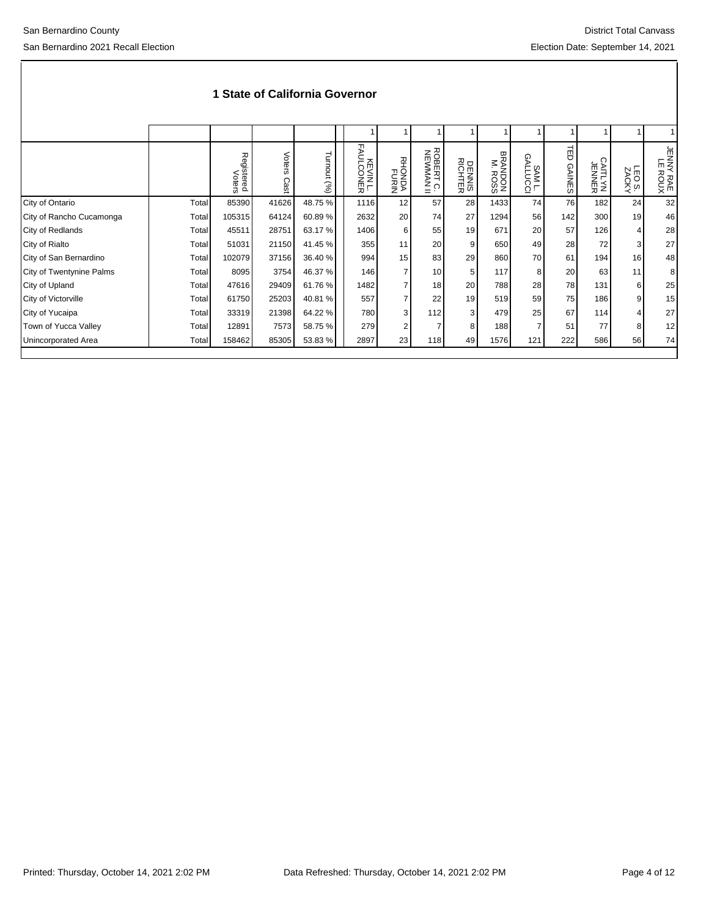San Bernardino County

San Bernardino 2021 Recall Election

District Total Canvass

Election Date: September 14, 2021

## 1 State of California Governor

| | | | | | 1 | 1 | 1 | 1 | 1 | 1 | 1 | 1 | 1 | 1 |
|---|---|---|---|---|---|---|---|---|---|---|---|---|---|---|
| | | Registered Voters | Voters Cast | Turnout (%) | KEVIN L. FAULCONER | RHONDA FURIN | ROBERT C. NEWMAN II | DENNIS RICHTER | BRANDON M. ROSS | SAM L. GALLUCCI | TED GAINES | CAITLYN JENNER | LEO S. ZACKY | JENNY RAE LE ROUX |
| City of Ontario | Total | 85390 | 41626 | 48.75 % | 1116 | 12 | 57 | 28 | 1433 | 74 | 76 | 182 | 24 | 32 |
| City of Rancho Cucamonga | Total | 105315 | 64124 | 60.89 % | 2632 | 20 | 74 | 27 | 1294 | 56 | 142 | 300 | 19 | 46 |
| City of Redlands | Total | 45511 | 28751 | 63.17 % | 1406 | 6 | 55 | 19 | 671 | 20 | 57 | 126 | 4 | 28 |
| City of Rialto | Total | 51031 | 21150 | 41.45 % | 355 | 11 | 20 | 9 | 650 | 49 | 28 | 72 | 3 | 27 |
| City of San Bernardino | Total | 102079 | 37156 | 36.40 % | 994 | 15 | 83 | 29 | 860 | 70 | 61 | 194 | 16 | 48 |
| City of Twentynine Palms | Total | 8095 | 3754 | 46.37 % | 146 | 7 | 10 | 5 | 117 | 8 | 20 | 63 | 11 | 8 |
| City of Upland | Total | 47616 | 29409 | 61.76 % | 1482 | 7 | 18 | 20 | 788 | 28 | 78 | 131 | 6 | 25 |
| City of Victorville | Total | 61750 | 25203 | 40.81 % | 557 | 7 | 22 | 19 | 519 | 59 | 75 | 186 | 9 | 15 |
| City of Yucaipa | Total | 33319 | 21398 | 64.22 % | 780 | 3 | 112 | 3 | 479 | 25 | 67 | 114 | 4 | 27 |
| Town of Yucca Valley | Total | 12891 | 7573 | 58.75 % | 279 | 2 | 7 | 8 | 188 | 7 | 51 | 77 | 8 | 12 |
| Unincorporated Area | Total | 158462 | 85305 | 53.83 % | 2897 | 23 | 118 | 49 | 1576 | 121 | 222 | 586 | 56 | 74 |

Printed: Thursday, October 14, 2021 2:02 PM

Data Refreshed: Thursday, October 14, 2021 2:02 PM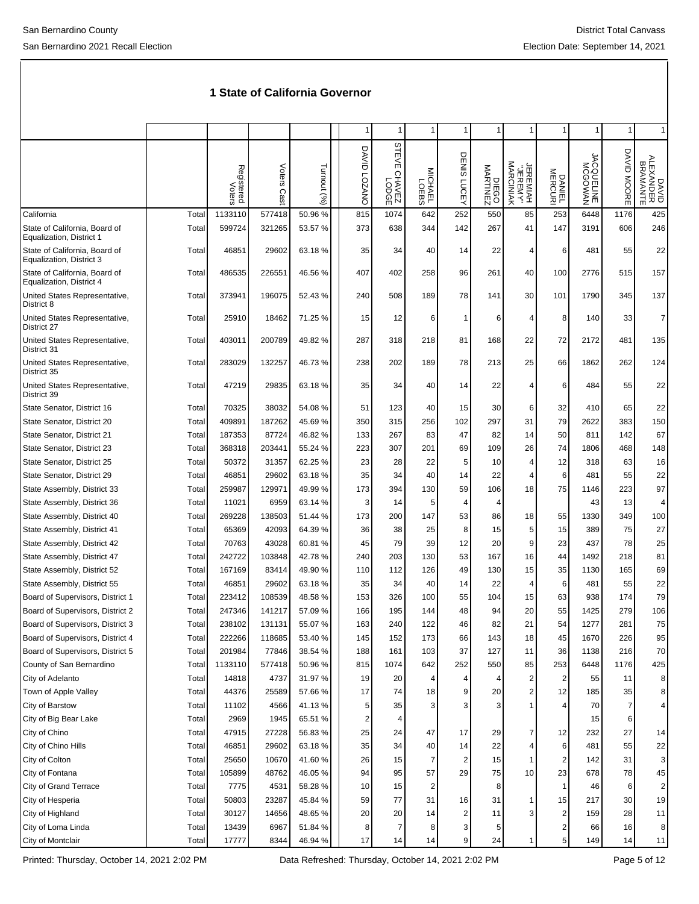# 1 State of California Governor

| | | Registered Voters | Voters Cast | Turnout (%) | DAVID LOZANO | STEVE CHAVEZ LODGE | MICHAEL LOEBS | DENIS LUCEY | DIEGO MARTINEZ | JEREMIAH "JEREMY" MARCINIAK | DANIEL MERCURI | JACQUELINE MCGOWAN | DAVID MOORE | DAVID ALEXANDER BRAMANTE |
|---|---|---|---|---|---|---|---|---|---|---|---|---|---|---|
| | | | | | 1 | 1 | 1 | 1 | 1 | 1 | 1 | 1 | 1 | 1 |
| California | Total | 1133110 | 577418 | 50.96 % | 815 | 1074 | 642 | 252 | 550 | 85 | 253 | 6448 | 1176 | 425 |
| State of California, Board of Equalization, District 1 | Total | 599724 | 321265 | 53.57 % | 373 | 638 | 344 | 142 | 267 | 41 | 147 | 3191 | 606 | 246 |
| State of California, Board of Equalization, District 3 | Total | 46851 | 29602 | 63.18 % | 35 | 34 | 40 | 14 | 22 | 4 | 6 | 481 | 55 | 22 |
| State of California, Board of Equalization, District 4 | Total | 486535 | 226551 | 46.56 % | 407 | 402 | 258 | 96 | 261 | 40 | 100 | 2776 | 515 | 157 |
| United States Representative, District 8 | Total | 373941 | 196075 | 52.43 % | 240 | 508 | 189 | 78 | 141 | 30 | 101 | 1790 | 345 | 137 |
| United States Representative, District 27 | Total | 25910 | 18462 | 71.25 % | 15 | 12 | 6 | 1 | 6 | 4 | 8 | 140 | 33 | 7 |
| United States Representative, District 31 | Total | 403011 | 200789 | 49.82 % | 287 | 318 | 218 | 81 | 168 | 22 | 72 | 2172 | 481 | 135 |
| United States Representative, District 35 | Total | 283029 | 132257 | 46.73 % | 238 | 202 | 189 | 78 | 213 | 25 | 66 | 1862 | 262 | 124 |
| United States Representative, District 39 | Total | 47219 | 29835 | 63.18 % | 35 | 34 | 40 | 14 | 22 | 4 | 6 | 484 | 55 | 22 |
| State Senator, District 16 | Total | 70325 | 38032 | 54.08 % | 51 | 123 | 40 | 15 | 30 | 6 | 32 | 410 | 65 | 22 |
| State Senator, District 20 | Total | 409891 | 187262 | 45.69 % | 350 | 315 | 256 | 102 | 297 | 31 | 79 | 2622 | 383 | 150 |
| State Senator, District 21 | Total | 187353 | 87724 | 46.82 % | 133 | 267 | 83 | 47 | 82 | 14 | 50 | 811 | 142 | 67 |
| State Senator, District 23 | Total | 368318 | 203441 | 55.24 % | 223 | 307 | 201 | 69 | 109 | 26 | 74 | 1806 | 468 | 148 |
| State Senator, District 25 | Total | 50372 | 31357 | 62.25 % | 23 | 28 | 22 | 5 | 10 | 4 | 12 | 318 | 63 | 16 |
| State Senator, District 29 | Total | 46851 | 29602 | 63.18 % | 35 | 34 | 40 | 14 | 22 | 4 | 6 | 481 | 55 | 22 |
| State Assembly, District 33 | Total | 259987 | 129971 | 49.99 % | 173 | 394 | 130 | 59 | 106 | 18 | 75 | 1146 | 223 | 97 |
| State Assembly, District 36 | Total | 11021 | 6959 | 63.14 % | 3 | 14 | 5 | 4 | 4 | | | 43 | 13 | 4 |
| State Assembly, District 40 | Total | 269228 | 138503 | 51.44 % | 173 | 200 | 147 | 53 | 86 | 18 | 55 | 1330 | 349 | 100 |
| State Assembly, District 41 | Total | 65369 | 42093 | 64.39 % | 36 | 38 | 25 | 8 | 15 | 5 | 15 | 389 | 75 | 27 |
| State Assembly, District 42 | Total | 70763 | 43028 | 60.81 % | 45 | 79 | 39 | 12 | 20 | 9 | 23 | 437 | 78 | 25 |
| State Assembly, District 47 | Total | 242722 | 103848 | 42.78 % | 240 | 203 | 130 | 53 | 167 | 16 | 44 | 1492 | 218 | 81 |
| State Assembly, District 52 | Total | 167169 | 83414 | 49.90 % | 110 | 112 | 126 | 49 | 130 | 15 | 35 | 1130 | 165 | 69 |
| State Assembly, District 55 | Total | 46851 | 29602 | 63.18 % | 35 | 34 | 40 | 14 | 22 | 4 | 6 | 481 | 55 | 22 |
| Board of Supervisors, District 1 | Total | 223412 | 108539 | 48.58 % | 153 | 326 | 100 | 55 | 104 | 15 | 63 | 938 | 174 | 79 |
| Board of Supervisors, District 2 | Total | 247346 | 141217 | 57.09 % | 166 | 195 | 144 | 48 | 94 | 20 | 55 | 1425 | 279 | 106 |
| Board of Supervisors, District 3 | Total | 238102 | 131131 | 55.07 % | 163 | 240 | 122 | 46 | 82 | 21 | 54 | 1277 | 281 | 75 |
| Board of Supervisors, District 4 | Total | 222266 | 118685 | 53.40 % | 145 | 152 | 173 | 66 | 143 | 18 | 45 | 1670 | 226 | 95 |
| Board of Supervisors, District 5 | Total | 201984 | 77846 | 38.54 % | 188 | 161 | 103 | 37 | 127 | 11 | 36 | 1138 | 216 | 70 |
| County of San Bernardino | Total | 1133110 | 577418 | 50.96 % | 815 | 1074 | 642 | 252 | 550 | 85 | 253 | 6448 | 1176 | 425 |
| City of Adelanto | Total | 14818 | 4737 | 31.97 % | 19 | 20 | 4 | 4 | 4 | 2 | 2 | 55 | 11 | 8 |
| Town of Apple Valley | Total | 44376 | 25589 | 57.66 % | 17 | 74 | 18 | 9 | 20 | 2 | 12 | 185 | 35 | 8 |
| City of Barstow | Total | 11102 | 4566 | 41.13 % | 5 | 35 | 3 | 3 | 3 | 1 | 4 | 70 | 7 | 4 |
| City of Big Bear Lake | Total | 2969 | 1945 | 65.51 % | 2 | 4 | | | | | | 15 | 6 | |
| City of Chino | Total | 47915 | 27228 | 56.83 % | 25 | 24 | 47 | 17 | 29 | 7 | 12 | 232 | 27 | 14 |
| City of Chino Hills | Total | 46851 | 29602 | 63.18 % | 35 | 34 | 40 | 14 | 22 | 4 | 6 | 481 | 55 | 22 |
| City of Colton | Total | 25650 | 10670 | 41.60 % | 26 | 15 | 7 | 2 | 15 | 1 | 2 | 142 | 31 | 3 |
| City of Fontana | Total | 105899 | 48762 | 46.05 % | 94 | 95 | 57 | 29 | 75 | 10 | 23 | 678 | 78 | 45 |
| City of Grand Terrace | Total | 7775 | 4531 | 58.28 % | 10 | 15 | 2 | | 8 | | 1 | 46 | 6 | 2 |
| City of Hesperia | Total | 50803 | 23287 | 45.84 % | 59 | 77 | 31 | 16 | 31 | 1 | 15 | 217 | 30 | 19 |
| City of Highland | Total | 30127 | 14656 | 48.65 % | 20 | 20 | 14 | 2 | 11 | 3 | 2 | 159 | 28 | 11 |
| City of Loma Linda | Total | 13439 | 6967 | 51.84 % | 8 | 7 | 8 | 3 | 5 | | 2 | 66 | 16 | 8 |
| City of Montclair | Total | 17777 | 8344 | 46.94 % | 17 | 14 | 14 | 9 | 24 | 1 | 5 | 149 | 14 | 11 |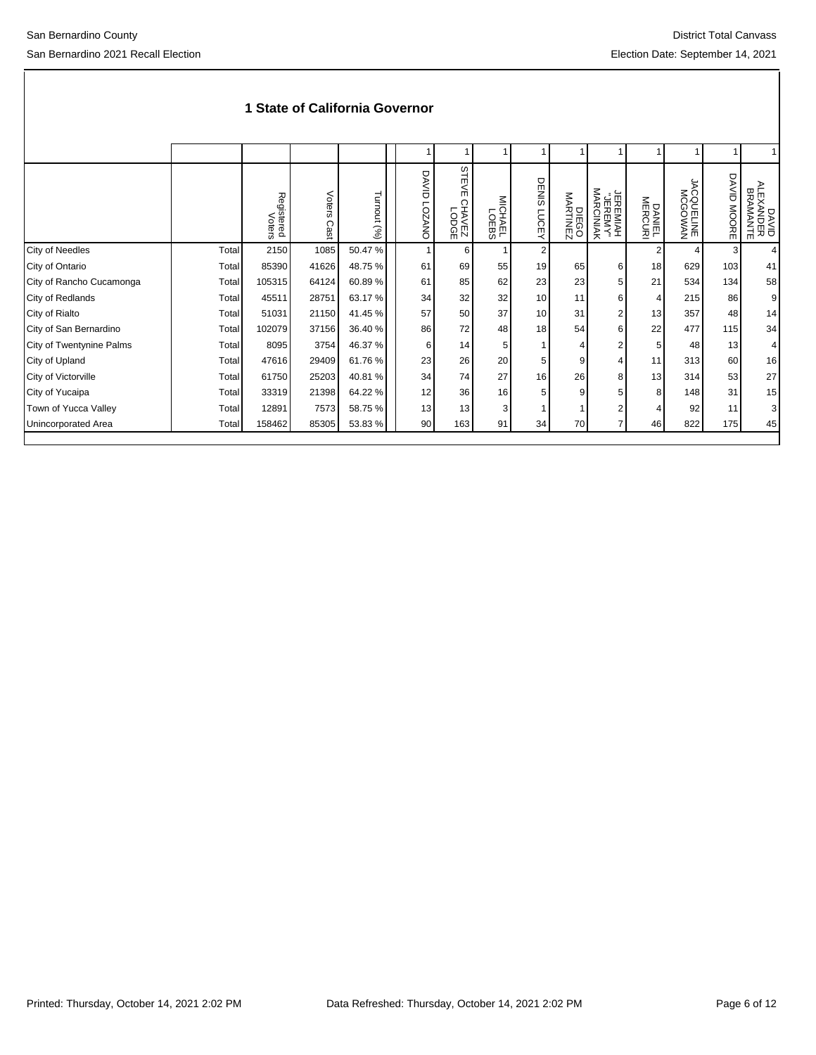# 1 State of California Governor

| | | Registered Voters | Voters Cast | Turnout (%) | DAVID LOZANO | STEVE CHAVEZ LODGE | MICHAEL LOEBS | DENIS LUCEY | DIEGO MARTINEZ | JEREMIAH "JEREMY" MARCINIAK | DANIEL MERCURI | JACQUELINE MCGOWAN | DAVID MOORE | DAVID ALEXANDER BRAMANTE |
|---|---|---|---|---|---|---|---|---|---|---|---|---|---|---|
| | | | | | 1 | 1 | 1 | 1 | 1 | 1 | 1 | 1 | 1 | 1 |
| City of Needles | Total | 2150 | 1085 | 50.47 % | 1 | 6 | 1 | 2 | | | 2 | 4 | 3 | 4 |
| City of Ontario | Total | 85390 | 41626 | 48.75 % | 61 | 69 | 55 | 19 | 65 | 6 | 18 | 629 | 103 | 41 |
| City of Rancho Cucamonga | Total | 105315 | 64124 | 60.89 % | 61 | 85 | 62 | 23 | 23 | 5 | 21 | 534 | 134 | 58 |
| City of Redlands | Total | 45511 | 28751 | 63.17 % | 34 | 32 | 32 | 10 | 11 | 6 | 4 | 215 | 86 | 9 |
| City of Rialto | Total | 51031 | 21150 | 41.45 % | 57 | 50 | 37 | 10 | 31 | 2 | 13 | 357 | 48 | 14 |
| City of San Bernardino | Total | 102079 | 37156 | 36.40 % | 86 | 72 | 48 | 18 | 54 | 6 | 22 | 477 | 115 | 34 |
| City of Twentynine Palms | Total | 8095 | 3754 | 46.37 % | 6 | 14 | 5 | 1 | 4 | 2 | 5 | 48 | 13 | 4 |
| City of Upland | Total | 47616 | 29409 | 61.76 % | 23 | 26 | 20 | 5 | 9 | 4 | 11 | 313 | 60 | 16 |
| City of Victorville | Total | 61750 | 25203 | 40.81 % | 34 | 74 | 27 | 16 | 26 | 8 | 13 | 314 | 53 | 27 |
| City of Yucaipa | Total | 33319 | 21398 | 64.22 % | 12 | 36 | 16 | 5 | 9 | 5 | 8 | 148 | 31 | 15 |
| Town of Yucca Valley | Total | 12891 | 7573 | 58.75 % | 13 | 13 | 3 | 1 | 1 | 2 | 4 | 92 | 11 | 3 |
| Unincorporated Area | Total | 158462 | 85305 | 53.83 % | 90 | 163 | 91 | 34 | 70 | 7 | 46 | 822 | 175 | 45 |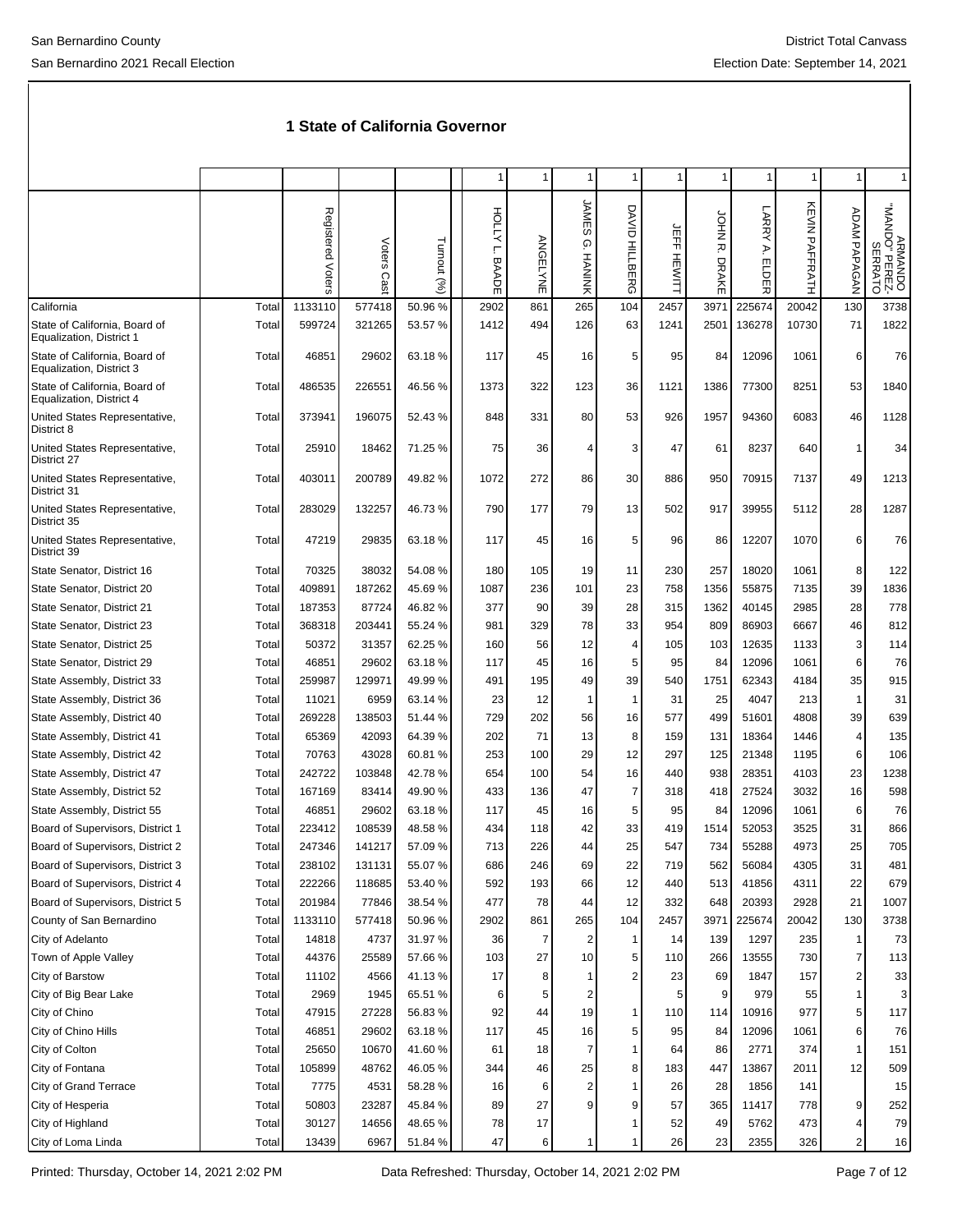San Bernardino County

San Bernardino 2021 Recall Election

District Total Canvass

Election Date: September 14, 2021

## 1 State of California Governor

| | | Registered Voters | Voters Cast | Turnout (%) | HOLLY L. BAADE | ANGELYNE | JAMES G. HANINK | DAVID HILLBERG | JEFF HEWITT | JOHN R. DRAKE | LARRY A. ELDER | KEVIN PAFFRATH | ADAM PAPAGAN | ARMANDO "MANDO" PEREZ-SERRATO |
|---|---|---|---|---|---|---|---|---|---|---|---|---|---|---|
| | | | | | 1 | 1 | 1 | 1 | 1 | 1 | 1 | 1 | 1 | 1 |
| California | Total | 1133110 | 577418 | 50.96 % | 2902 | 861 | 265 | 104 | 2457 | 3971 | 225674 | 20042 | 130 | 3738 |
| State of California, Board of Equalization, District 1 | Total | 599724 | 321265 | 53.57 % | 1412 | 494 | 126 | 63 | 1241 | 2501 | 136278 | 10730 | 71 | 1822 |
| State of California, Board of Equalization, District 3 | Total | 46851 | 29602 | 63.18 % | 117 | 45 | 16 | 5 | 95 | 84 | 12096 | 1061 | 6 | 76 |
| State of California, Board of Equalization, District 4 | Total | 486535 | 226551 | 46.56 % | 1373 | 322 | 123 | 36 | 1121 | 1386 | 77300 | 8251 | 53 | 1840 |
| United States Representative, District 8 | Total | 373941 | 196075 | 52.43 % | 848 | 331 | 80 | 53 | 926 | 1957 | 94360 | 6083 | 46 | 1128 |
| United States Representative, District 27 | Total | 25910 | 18462 | 71.25 % | 75 | 36 | 4 | 3 | 47 | 61 | 8237 | 640 | 1 | 34 |
| United States Representative, District 31 | Total | 403011 | 200789 | 49.82 % | 1072 | 272 | 86 | 30 | 886 | 950 | 70915 | 7137 | 49 | 1213 |
| United States Representative, District 35 | Total | 283029 | 132257 | 46.73 % | 790 | 177 | 79 | 13 | 502 | 917 | 39955 | 5112 | 28 | 1287 |
| United States Representative, District 39 | Total | 47219 | 29835 | 63.18 % | 117 | 45 | 16 | 5 | 96 | 86 | 12207 | 1070 | 6 | 76 |
| State Senator, District 16 | Total | 70325 | 38032 | 54.08 % | 180 | 105 | 19 | 11 | 230 | 257 | 18020 | 1061 | 8 | 122 |
| State Senator, District 20 | Total | 409891 | 187262 | 45.69 % | 1087 | 236 | 101 | 23 | 758 | 1356 | 55875 | 7135 | 39 | 1836 |
| State Senator, District 21 | Total | 187353 | 87724 | 46.82 % | 377 | 90 | 39 | 28 | 315 | 1362 | 40145 | 2985 | 28 | 778 |
| State Senator, District 23 | Total | 368318 | 203441 | 55.24 % | 981 | 329 | 78 | 33 | 954 | 809 | 86903 | 6667 | 46 | 812 |
| State Senator, District 25 | Total | 50372 | 31357 | 62.25 % | 160 | 56 | 12 | 4 | 105 | 103 | 12635 | 1133 | 3 | 114 |
| State Senator, District 29 | Total | 46851 | 29602 | 63.18 % | 117 | 45 | 16 | 5 | 95 | 84 | 12096 | 1061 | 6 | 76 |
| State Assembly, District 33 | Total | 259987 | 129971 | 49.99 % | 491 | 195 | 49 | 39 | 540 | 1751 | 62343 | 4184 | 35 | 915 |
| State Assembly, District 36 | Total | 11021 | 6959 | 63.14 % | 23 | 12 | 1 | 1 | 31 | 25 | 4047 | 213 | 1 | 31 |
| State Assembly, District 40 | Total | 269228 | 138503 | 51.44 % | 729 | 202 | 56 | 16 | 577 | 499 | 51601 | 4808 | 39 | 639 |
| State Assembly, District 41 | Total | 65369 | 42093 | 64.39 % | 202 | 71 | 13 | 8 | 159 | 131 | 18364 | 1446 | 4 | 135 |
| State Assembly, District 42 | Total | 70763 | 43028 | 60.81 % | 253 | 100 | 29 | 12 | 297 | 125 | 21348 | 1195 | 6 | 106 |
| State Assembly, District 47 | Total | 242722 | 103848 | 42.78 % | 654 | 100 | 54 | 16 | 440 | 938 | 28351 | 4103 | 23 | 1238 |
| State Assembly, District 52 | Total | 167169 | 83414 | 49.90 % | 433 | 136 | 47 | 7 | 318 | 418 | 27524 | 3032 | 16 | 598 |
| State Assembly, District 55 | Total | 46851 | 29602 | 63.18 % | 117 | 45 | 16 | 5 | 95 | 84 | 12096 | 1061 | 6 | 76 |
| Board of Supervisors, District 1 | Total | 223412 | 108539 | 48.58 % | 434 | 118 | 42 | 33 | 419 | 1514 | 52053 | 3525 | 31 | 866 |
| Board of Supervisors, District 2 | Total | 247346 | 141217 | 57.09 % | 713 | 226 | 44 | 25 | 547 | 734 | 55288 | 4973 | 25 | 705 |
| Board of Supervisors, District 3 | Total | 238102 | 131131 | 55.07 % | 686 | 246 | 69 | 22 | 719 | 562 | 56084 | 4305 | 31 | 481 |
| Board of Supervisors, District 4 | Total | 222266 | 118685 | 53.40 % | 592 | 193 | 66 | 12 | 440 | 513 | 41856 | 4311 | 22 | 679 |
| Board of Supervisors, District 5 | Total | 201984 | 77846 | 38.54 % | 477 | 78 | 44 | 12 | 332 | 648 | 20393 | 2928 | 21 | 1007 |
| County of San Bernardino | Total | 1133110 | 577418 | 50.96 % | 2902 | 861 | 265 | 104 | 2457 | 3971 | 225674 | 20042 | 130 | 3738 |
| City of Adelanto | Total | 14818 | 4737 | 31.97 % | 36 | 7 | 2 | 1 | 14 | 139 | 1297 | 235 | 1 | 73 |
| Town of Apple Valley | Total | 44376 | 25589 | 57.66 % | 103 | 27 | 10 | 5 | 110 | 266 | 13555 | 730 | 7 | 113 |
| City of Barstow | Total | 11102 | 4566 | 41.13 % | 17 | 8 | 1 | 2 | 23 | 69 | 1847 | 157 | 2 | 33 |
| City of Big Bear Lake | Total | 2969 | 1945 | 65.51 % | 6 | 5 | 2 | | 5 | 9 | 979 | 55 | 1 | 3 |
| City of Chino | Total | 47915 | 27228 | 56.83 % | 92 | 44 | 19 | 1 | 110 | 114 | 10916 | 977 | 5 | 117 |
| City of Chino Hills | Total | 46851 | 29602 | 63.18 % | 117 | 45 | 16 | 5 | 95 | 84 | 12096 | 1061 | 6 | 76 |
| City of Colton | Total | 25650 | 10670 | 41.60 % | 61 | 18 | 7 | 1 | 64 | 86 | 2771 | 374 | 1 | 151 |
| City of Fontana | Total | 105899 | 48762 | 46.05 % | 344 | 46 | 25 | 8 | 183 | 447 | 13867 | 2011 | 12 | 509 |
| City of Grand Terrace | Total | 7775 | 4531 | 58.28 % | 16 | 6 | 2 | 1 | 26 | 28 | 1856 | 141 | | 15 |
| City of Hesperia | Total | 50803 | 23287 | 45.84 % | 89 | 27 | 9 | 9 | 57 | 365 | 11417 | 778 | 9 | 252 |
| City of Highland | Total | 30127 | 14656 | 48.65 % | 78 | 17 | | 1 | 52 | 49 | 5762 | 473 | 4 | 79 |
| City of Loma Linda | Total | 13439 | 6967 | 51.84 % | 47 | 6 | 1 | 1 | 26 | 23 | 2355 | 326 | 2 | 16 |

Printed: Thursday, October 14, 2021 2:02 PM

Data Refreshed: Thursday, October 14, 2021 2:02 PM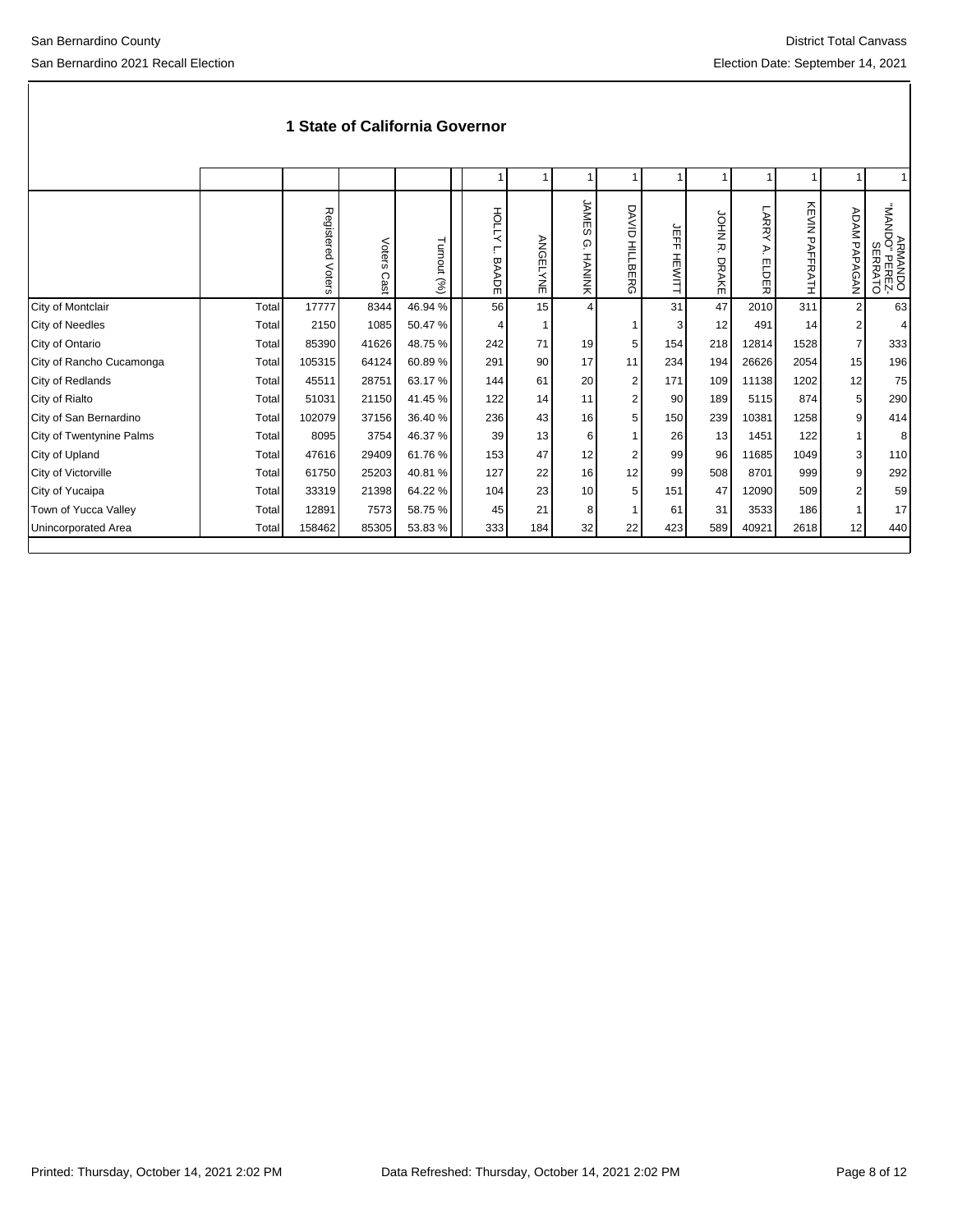## 1 State of California Governor

| | | | | | 1 | 1 | 1 | 1 | 1 | 1 | 1 | 1 | 1 | 1 |
|---|---|---|---|---|---|---|---|---|---|---|---|---|---|---|
| | | Registered Voters | Voters Cast | Turnout (%) | HOLLY L. BAADE | ANGELYNE | JAMES G. HANINK | DAVID HILLBERG | JEFF HEWITT | JOHN R. DRAKE | LARRY A. ELDER | KEVIN PAFFRATH | ADAM PAPAGAN | ARMANDO "MANDO" PEREZ-SERRATO |
| City of Montclair | Total | 17777 | 8344 | 46.94 % | 56 | 15 | 4 | | 31 | 47 | 2010 | 311 | 2 | 63 |
| City of Needles | Total | 2150 | 1085 | 50.47 % | 4 | 1 | | 1 | 3 | 12 | 491 | 14 | 2 | 4 |
| City of Ontario | Total | 85390 | 41626 | 48.75 % | 242 | 71 | 19 | 5 | 154 | 218 | 12814 | 1528 | 7 | 333 |
| City of Rancho Cucamonga | Total | 105315 | 64124 | 60.89 % | 291 | 90 | 17 | 11 | 234 | 194 | 26626 | 2054 | 15 | 196 |
| City of Redlands | Total | 45511 | 28751 | 63.17 % | 144 | 61 | 20 | 2 | 171 | 109 | 11138 | 1202 | 12 | 75 |
| City of Rialto | Total | 51031 | 21150 | 41.45 % | 122 | 14 | 11 | 2 | 90 | 189 | 5115 | 874 | 5 | 290 |
| City of San Bernardino | Total | 102079 | 37156 | 36.40 % | 236 | 43 | 16 | 5 | 150 | 239 | 10381 | 1258 | 9 | 414 |
| City of Twentynine Palms | Total | 8095 | 3754 | 46.37 % | 39 | 13 | 6 | 1 | 26 | 13 | 1451 | 122 | 1 | 8 |
| City of Upland | Total | 47616 | 29409 | 61.76 % | 153 | 47 | 12 | 2 | 99 | 96 | 11685 | 1049 | 3 | 110 |
| City of Victorville | Total | 61750 | 25203 | 40.81 % | 127 | 22 | 16 | 12 | 99 | 508 | 8701 | 999 | 9 | 292 |
| City of Yucaipa | Total | 33319 | 21398 | 64.22 % | 104 | 23 | 10 | 5 | 151 | 47 | 12090 | 509 | 2 | 59 |
| Town of Yucca Valley | Total | 12891 | 7573 | 58.75 % | 45 | 21 | 8 | 1 | 61 | 31 | 3533 | 186 | 1 | 17 |
| Unincorporated Area | Total | 158462 | 85305 | 53.83 % | 333 | 184 | 32 | 22 | 423 | 589 | 40921 | 2618 | 12 | 440 |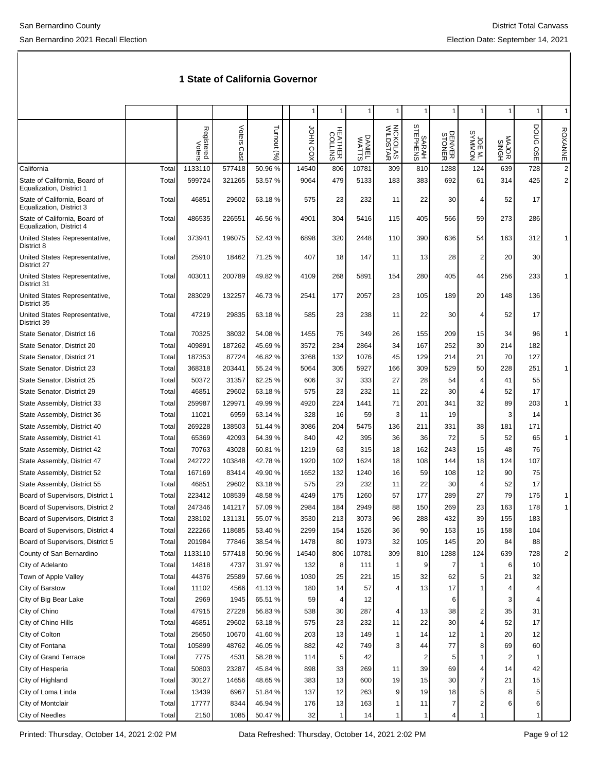San Bernardino County

San Bernardino 2021 Recall Election

District Total Canvass

Election Date: September 14, 2021

## 1 State of California Governor

| | | Registered Voters | Voters Cast | Turnout (%) | JOHN COX | HEATHER COLLINS | DANIEL WATTS | NICKOLAS WILDSTAR | SARAH STEPHENS | DENVER STONER | JOE M. SYMMON | MAJOR SINGH | DOUG OSE | ROXANNE |
|---|---|---|---|---|---|---|---|---|---|---|---|---|---|---|
| | | | | | 1 | 1 | 1 | 1 | 1 | 1 | 1 | 1 | 1 | 1 |
| California | Total | 1133110 | 577418 | 50.96 % | 14540 | 806 | 10781 | 309 | 810 | 1288 | 124 | 639 | 728 | 2 |
| State of California, Board of Equalization, District 1 | Total | 599724 | 321265 | 53.57 % | 9064 | 479 | 5133 | 183 | 383 | 692 | 61 | 314 | 425 | 2 |
| State of California, Board of Equalization, District 3 | Total | 46851 | 29602 | 63.18 % | 575 | 23 | 232 | 11 | 22 | 30 | 4 | 52 | 17 | |
| State of California, Board of Equalization, District 4 | Total | 486535 | 226551 | 46.56 % | 4901 | 304 | 5416 | 115 | 405 | 566 | 59 | 273 | 286 | |
| United States Representative, District 8 | Total | 373941 | 196075 | 52.43 % | 6898 | 320 | 2448 | 110 | 390 | 636 | 54 | 163 | 312 | 1 |
| United States Representative, District 27 | Total | 25910 | 18462 | 71.25 % | 407 | 18 | 147 | 11 | 13 | 28 | 2 | 20 | 30 | |
| United States Representative, District 31 | Total | 403011 | 200789 | 49.82 % | 4109 | 268 | 5891 | 154 | 280 | 405 | 44 | 256 | 233 | 1 |
| United States Representative, District 35 | Total | 283029 | 132257 | 46.73 % | 2541 | 177 | 2057 | 23 | 105 | 189 | 20 | 148 | 136 | |
| United States Representative, District 39 | Total | 47219 | 29835 | 63.18 % | 585 | 23 | 238 | 11 | 22 | 30 | 4 | 52 | 17 | |
| State Senator, District 16 | Total | 70325 | 38032 | 54.08 % | 1455 | 75 | 349 | 26 | 155 | 209 | 15 | 34 | 96 | 1 |
| State Senator, District 20 | Total | 409891 | 187262 | 45.69 % | 3572 | 234 | 2864 | 34 | 167 | 252 | 30 | 214 | 182 | |
| State Senator, District 21 | Total | 187353 | 87724 | 46.82 % | 3268 | 132 | 1076 | 45 | 129 | 214 | 21 | 70 | 127 | |
| State Senator, District 23 | Total | 368318 | 203441 | 55.24 % | 5064 | 305 | 5927 | 166 | 309 | 529 | 50 | 228 | 251 | 1 |
| State Senator, District 25 | Total | 50372 | 31357 | 62.25 % | 606 | 37 | 333 | 27 | 28 | 54 | 4 | 41 | 55 | |
| State Senator, District 29 | Total | 46851 | 29602 | 63.18 % | 575 | 23 | 232 | 11 | 22 | 30 | 4 | 52 | 17 | |
| State Assembly, District 33 | Total | 259987 | 129971 | 49.99 % | 4920 | 224 | 1441 | 71 | 201 | 341 | 32 | 89 | 203 | 1 |
| State Assembly, District 36 | Total | 11021 | 6959 | 63.14 % | 328 | 16 | 59 | 3 | 11 | 19 | | 3 | 14 | |
| State Assembly, District 40 | Total | 269228 | 138503 | 51.44 % | 3086 | 204 | 5475 | 136 | 211 | 331 | 38 | 181 | 171 | |
| State Assembly, District 41 | Total | 65369 | 42093 | 64.39 % | 840 | 42 | 395 | 36 | 36 | 72 | 5 | 52 | 65 | 1 |
| State Assembly, District 42 | Total | 70763 | 43028 | 60.81 % | 1219 | 63 | 315 | 18 | 162 | 243 | 15 | 48 | 76 | |
| State Assembly, District 47 | Total | 242722 | 103848 | 42.78 % | 1920 | 102 | 1624 | 18 | 108 | 144 | 18 | 124 | 107 | |
| State Assembly, District 52 | Total | 167169 | 83414 | 49.90 % | 1652 | 132 | 1240 | 16 | 59 | 108 | 12 | 90 | 75 | |
| State Assembly, District 55 | Total | 46851 | 29602 | 63.18 % | 575 | 23 | 232 | 11 | 22 | 30 | 4 | 52 | 17 | |
| Board of Supervisors, District 1 | Total | 223412 | 108539 | 48.58 % | 4249 | 175 | 1260 | 57 | 177 | 289 | 27 | 79 | 175 | 1 |
| Board of Supervisors, District 2 | Total | 247346 | 141217 | 57.09 % | 2984 | 184 | 2949 | 88 | 150 | 269 | 23 | 163 | 178 | 1 |
| Board of Supervisors, District 3 | Total | 238102 | 131131 | 55.07 % | 3530 | 213 | 3073 | 96 | 288 | 432 | 39 | 155 | 183 | |
| Board of Supervisors, District 4 | Total | 222266 | 118685 | 53.40 % | 2299 | 154 | 1526 | 36 | 90 | 153 | 15 | 158 | 104 | |
| Board of Supervisors, District 5 | Total | 201984 | 77846 | 38.54 % | 1478 | 80 | 1973 | 32 | 105 | 145 | 20 | 84 | 88 | |
| County of San Bernardino | Total | 1133110 | 577418 | 50.96 % | 14540 | 806 | 10781 | 309 | 810 | 1288 | 124 | 639 | 728 | 2 |
| City of Adelanto | Total | 14818 | 4737 | 31.97 % | 132 | 8 | 111 | 1 | 9 | 7 | 1 | 6 | 10 | |
| Town of Apple Valley | Total | 44376 | 25589 | 57.66 % | 1030 | 25 | 221 | 15 | 32 | 62 | 5 | 21 | 32 | |
| City of Barstow | Total | 11102 | 4566 | 41.13 % | 180 | 14 | 57 | 4 | 13 | 17 | 1 | 4 | 4 | |
| City of Big Bear Lake | Total | 2969 | 1945 | 65.51 % | 59 | 4 | 12 | | | 6 | | 3 | 4 | |
| City of Chino | Total | 47915 | 27228 | 56.83 % | 538 | 30 | 287 | 4 | 13 | 38 | 2 | 35 | 31 | |
| City of Chino Hills | Total | 46851 | 29602 | 63.18 % | 575 | 23 | 232 | 11 | 22 | 30 | 4 | 52 | 17 | |
| City of Colton | Total | 25650 | 10670 | 41.60 % | 203 | 13 | 149 | 1 | 14 | 12 | 1 | 20 | 12 | |
| City of Fontana | Total | 105899 | 48762 | 46.05 % | 882 | 42 | 749 | 3 | 44 | 77 | 8 | 69 | 60 | |
| City of Grand Terrace | Total | 7775 | 4531 | 58.28 % | 114 | 5 | 42 | | 2 | 5 | 1 | 2 | 1 | |
| City of Hesperia | Total | 50803 | 23287 | 45.84 % | 898 | 33 | 269 | 11 | 39 | 69 | 4 | 14 | 42 | |
| City of Highland | Total | 30127 | 14656 | 48.65 % | 383 | 13 | 600 | 19 | 15 | 30 | 7 | 21 | 15 | |
| City of Loma Linda | Total | 13439 | 6967 | 51.84 % | 137 | 12 | 263 | 9 | 19 | 18 | 5 | 8 | 5 | |
| City of Montclair | Total | 17777 | 8344 | 46.94 % | 176 | 13 | 163 | 1 | 11 | 7 | 2 | 6 | 6 | |
| City of Needles | Total | 2150 | 1085 | 50.47 % | 32 | 1 | 14 | 1 | 1 | 4 | 1 | | 1 | |

Printed: Thursday, October 14, 2021 2:02 PM    Data Refreshed: Thursday, October 14, 2021 2:02 PM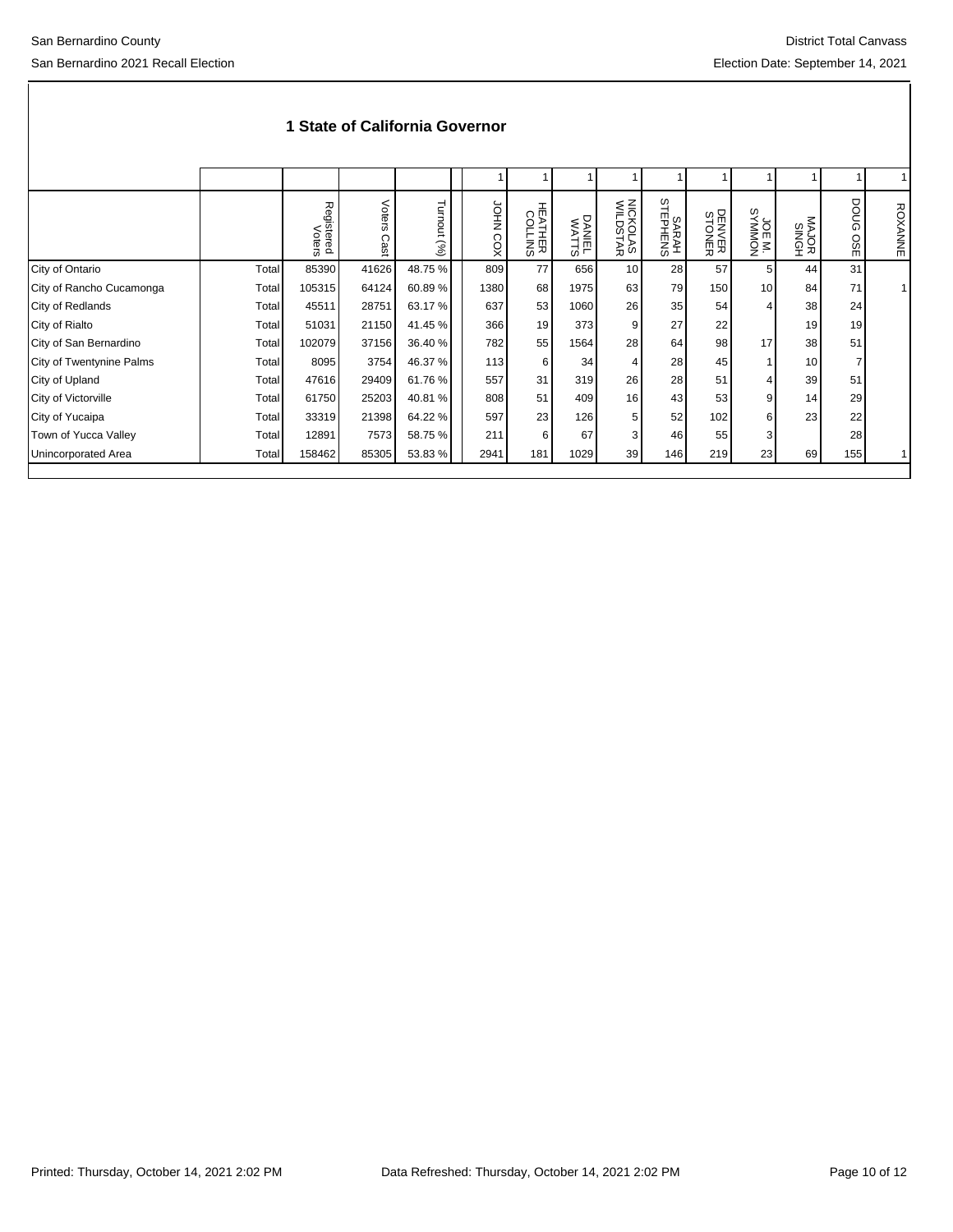# 1 State of California Governor

| | | Registered Voters | Voters Cast | Turnout (%) | JOHN COX | HEATHER COLLINS | DANIEL WATTS | NICKOLAS WILDSTAR | SARAH STEPHENS | DENVER STONER | JOE M. SYMMON | MAJOR SINGH | DOUG OSE | ROXANNE |
|---|---|---|---|---|---|---|---|---|---|---|---|---|---|---|
| | | | | | 1 | 1 | 1 | 1 | 1 | 1 | 1 | 1 | 1 | 1 |
| City of Ontario | Total | 85390 | 41626 | 48.75 % | 809 | 77 | 656 | 10 | 28 | 57 | 5 | 44 | 31 | |
| City of Rancho Cucamonga | Total | 105315 | 64124 | 60.89 % | 1380 | 68 | 1975 | 63 | 79 | 150 | 10 | 84 | 71 | 1 |
| City of Redlands | Total | 45511 | 28751 | 63.17 % | 637 | 53 | 1060 | 26 | 35 | 54 | 4 | 38 | 24 | |
| City of Rialto | Total | 51031 | 21150 | 41.45 % | 366 | 19 | 373 | 9 | 27 | 22 | | 19 | 19 | |
| City of San Bernardino | Total | 102079 | 37156 | 36.40 % | 782 | 55 | 1564 | 28 | 64 | 98 | 17 | 38 | 51 | |
| City of Twentynine Palms | Total | 8095 | 3754 | 46.37 % | 113 | 6 | 34 | 4 | 28 | 45 | 1 | 10 | 7 | |
| City of Upland | Total | 47616 | 29409 | 61.76 % | 557 | 31 | 319 | 26 | 28 | 51 | 4 | 39 | 51 | |
| City of Victorville | Total | 61750 | 25203 | 40.81 % | 808 | 51 | 409 | 16 | 43 | 53 | 9 | 14 | 29 | |
| City of Yucaipa | Total | 33319 | 21398 | 64.22 % | 597 | 23 | 126 | 5 | 52 | 102 | 6 | 23 | 22 | |
| Town of Yucca Valley | Total | 12891 | 7573 | 58.75 % | 211 | 6 | 67 | 3 | 46 | 55 | 3 | | 28 | |
| Unincorporated Area | Total | 158462 | 85305 | 53.83 % | 2941 | 181 | 1029 | 39 | 146 | 219 | 23 | 69 | 155 | 1 |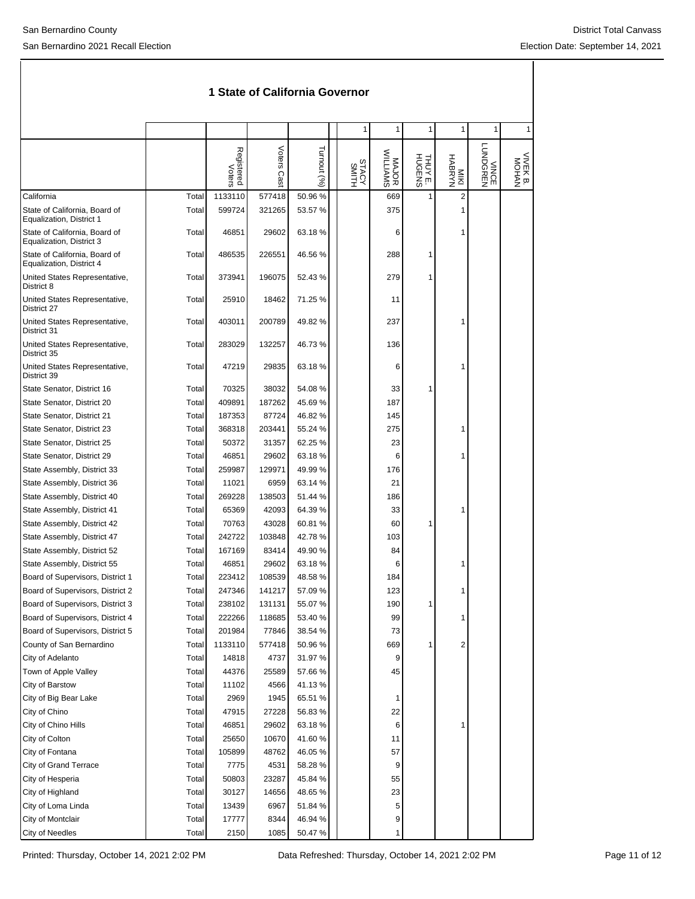# 1 State of California Governor

| | | Registered Voters | Voters Cast | Turnout (%) | | STACY SMITH | MAJOR WILLIAMS | THUY E. HUGENS | MIKI HABRYN | VINCE LUNDGREN | VIVEK B. MOHAN |
|---|---|---|---|---|---|---|---|---|---|---|---|
| | | | | | | 1 | 1 | 1 | 1 | 1 | 1 |
| California | Total | 1133110 | 577418 | 50.96 % | | | 669 | 1 | 2 | | |
| State of California, Board of Equalization, District 1 | Total | 599724 | 321265 | 53.57 % | | | 375 | | 1 | | |
| State of California, Board of Equalization, District 3 | Total | 46851 | 29602 | 63.18 % | | | 6 | | 1 | | |
| State of California, Board of Equalization, District 4 | Total | 486535 | 226551 | 46.56 % | | | 288 | 1 | | | |
| United States Representative, District 8 | Total | 373941 | 196075 | 52.43 % | | | 279 | 1 | | | |
| United States Representative, District 27 | Total | 25910 | 18462 | 71.25 % | | | 11 | | | | |
| United States Representative, District 31 | Total | 403011 | 200789 | 49.82 % | | | 237 | | 1 | | |
| United States Representative, District 35 | Total | 283029 | 132257 | 46.73 % | | | 136 | | | | |
| United States Representative, District 39 | Total | 47219 | 29835 | 63.18 % | | | 6 | | 1 | | |
| State Senator, District 16 | Total | 70325 | 38032 | 54.08 % | | | 33 | 1 | | | |
| State Senator, District 20 | Total | 409891 | 187262 | 45.69 % | | | 187 | | | | |
| State Senator, District 21 | Total | 187353 | 87724 | 46.82 % | | | 145 | | | | |
| State Senator, District 23 | Total | 368318 | 203441 | 55.24 % | | | 275 | | 1 | | |
| State Senator, District 25 | Total | 50372 | 31357 | 62.25 % | | | 23 | | | | |
| State Senator, District 29 | Total | 46851 | 29602 | 63.18 % | | | 6 | | 1 | | |
| State Assembly, District 33 | Total | 259987 | 129971 | 49.99 % | | | 176 | | | | |
| State Assembly, District 36 | Total | 11021 | 6959 | 63.14 % | | | 21 | | | | |
| State Assembly, District 40 | Total | 269228 | 138503 | 51.44 % | | | 186 | | | | |
| State Assembly, District 41 | Total | 65369 | 42093 | 64.39 % | | | 33 | | 1 | | |
| State Assembly, District 42 | Total | 70763 | 43028 | 60.81 % | | | 60 | 1 | | | |
| State Assembly, District 47 | Total | 242722 | 103848 | 42.78 % | | | 103 | | | | |
| State Assembly, District 52 | Total | 167169 | 83414 | 49.90 % | | | 84 | | | | |
| State Assembly, District 55 | Total | 46851 | 29602 | 63.18 % | | | 6 | | 1 | | |
| Board of Supervisors, District 1 | Total | 223412 | 108539 | 48.58 % | | | 184 | | | | |
| Board of Supervisors, District 2 | Total | 247346 | 141217 | 57.09 % | | | 123 | | 1 | | |
| Board of Supervisors, District 3 | Total | 238102 | 131131 | 55.07 % | | | 190 | 1 | | | |
| Board of Supervisors, District 4 | Total | 222266 | 118685 | 53.40 % | | | 99 | | 1 | | |
| Board of Supervisors, District 5 | Total | 201984 | 77846 | 38.54 % | | | 73 | | | | |
| County of San Bernardino | Total | 1133110 | 577418 | 50.96 % | | | 669 | 1 | 2 | | |
| City of Adelanto | Total | 14818 | 4737 | 31.97 % | | | 9 | | | | |
| Town of Apple Valley | Total | 44376 | 25589 | 57.66 % | | | 45 | | | | |
| City of Barstow | Total | 11102 | 4566 | 41.13 % | | | | | | | |
| City of Big Bear Lake | Total | 2969 | 1945 | 65.51 % | | | 1 | | | | |
| City of Chino | Total | 47915 | 27228 | 56.83 % | | | 22 | | | | |
| City of Chino Hills | Total | 46851 | 29602 | 63.18 % | | | 6 | | 1 | | |
| City of Colton | Total | 25650 | 10670 | 41.60 % | | | 11 | | | | |
| City of Fontana | Total | 105899 | 48762 | 46.05 % | | | 57 | | | | |
| City of Grand Terrace | Total | 7775 | 4531 | 58.28 % | | | 9 | | | | |
| City of Hesperia | Total | 50803 | 23287 | 45.84 % | | | 55 | | | | |
| City of Highland | Total | 30127 | 14656 | 48.65 % | | | 23 | | | | |
| City of Loma Linda | Total | 13439 | 6967 | 51.84 % | | | 5 | | | | |
| City of Montclair | Total | 17777 | 8344 | 46.94 % | | | 9 | | | | |
| City of Needles | Total | 2150 | 1085 | 50.47 % | | | 1 | | | | |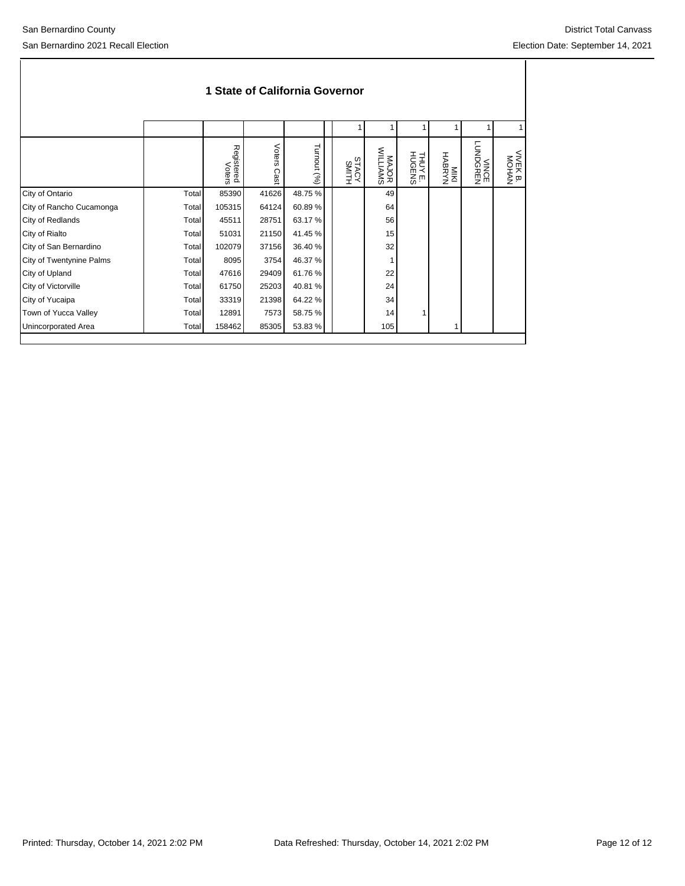## 1 State of California Governor

| | | | | | 1 | 1 | 1 | 1 | 1 | 1 |
|---|---|---|---|---|---|---|---|---|---|---|
| | | Registered Voters | Voters Cast | Turnout (%) | STACY SMITH | MAJOR WILLIAMS | THUY E. HUGENS | MIKI HABRYN | VINCE LUNDGREN | VIVEK B. MOHAN |
| City of Ontario | Total | 85390 | 41626 | 48.75 % | | 49 | | | | |
| City of Rancho Cucamonga | Total | 105315 | 64124 | 60.89 % | | 64 | | | | |
| City of Redlands | Total | 45511 | 28751 | 63.17 % | | 56 | | | | |
| City of Rialto | Total | 51031 | 21150 | 41.45 % | | 15 | | | | |
| City of San Bernardino | Total | 102079 | 37156 | 36.40 % | | 32 | | | | |
| City of Twentynine Palms | Total | 8095 | 3754 | 46.37 % | | 1 | | | | |
| City of Upland | Total | 47616 | 29409 | 61.76 % | | 22 | | | | |
| City of Victorville | Total | 61750 | 25203 | 40.81 % | | 24 | | | | |
| City of Yucaipa | Total | 33319 | 21398 | 64.22 % | | 34 | | | | |
| Town of Yucca Valley | Total | 12891 | 7573 | 58.75 % | | 14 | 1 | | | |
| Unincorporated Area | Total | 158462 | 85305 | 53.83 % | | 105 | | 1 | | |